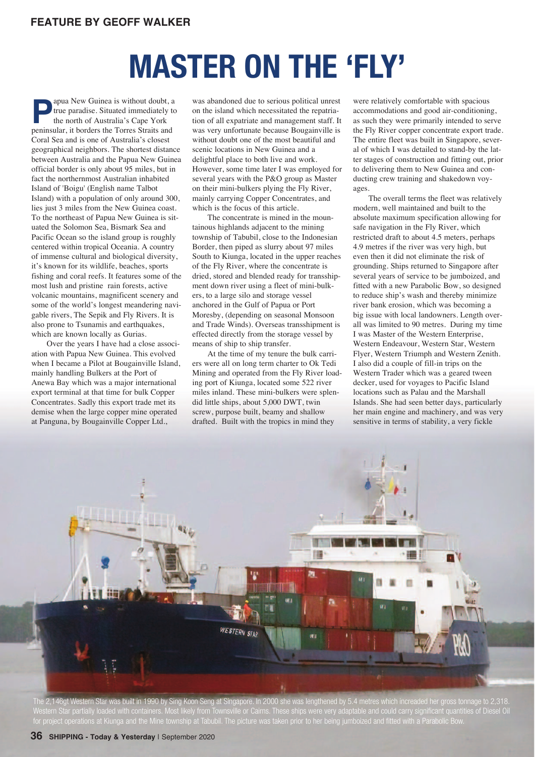FEATURE BY GEOFF WALKER

# MASTER ON THE 'FLY'

Papua New Guinea is without doubt, a true paradise. Situated immediately to the north of Australia's Cape York peninsular, it borders the Torres Straits and Coral Sea and is one of Australia's closest geographical neighbors. The shortest distance between Australia and the Papua New Guinea official border is only about 95 miles, but in fact the northernmost Australian inhabited Island of 'Boigu' (English name Talbot Island) with a population of only around 300, lies just 3 miles from the New Guinea coast. To the northeast of Papua New Guinea is situated the Solomon Sea, Bismark Sea and Pacific Ocean so the island group is roughly centered within tropical Oceania. A country of immense cultural and biological diversity, it's known for its wildlife, beaches, sports fishing and coral reefs. It features some of the most lush and pristine rain forests, active volcanic mountains, magnificent scenery and some of the world's longest meandering navigable rivers, The Sepik and Fly Rivers. It is also prone to Tsunamis and earthquakes, which are known locally as Gurias.

Over the years I have had a close association with Papua New Guinea. This evolved when I became a Pilot at Bougainville Island, mainly handling Bulkers at the Port of Anewa Bay which was a major international export terminal at that time for bulk Copper Concentrates. Sadly this export trade met its demise when the large copper mine operated at Panguna, by Bougainville Copper Ltd., was abandoned due to serious political unrest on the island which necessitated the repatriation of all expatriate and management staff. It was very unfortunate because Bougainville is without doubt one of the most beautiful and scenic locations in New Guinea and a delightful place to both live and work. However, some time later I was employed for several years with the P&O group as Master on their mini-bulkers plying the Fly River, mainly carrying Copper Concentrates, and which is the focus of this article.

The concentrate is mined in the mountainous highlands adjacent to the mining township of Tabubil, close to the Indonesian Border, then piped as slurry about 97 miles South to Kiunga, located in the upper reaches of the Fly River, where the concentrate is dried, stored and blended ready for transshipment down river using a fleet of mini-bulkers, to a large silo and storage vessel anchored in the Gulf of Papua or Port Moresby, (depending on seasonal Monsoon and Trade Winds). Overseas transshipment is effected directly from the storage vessel by means of ship to ship transfer.

At the time of my tenure the bulk carriers were all on long term charter to Ok Tedi Mining and operated from the Fly River loading port of Kiunga, located some 522 river miles inland. These mini-bulkers were splendid little ships, about 5,000 DWT, twin screw, purpose built, beamy and shallow drafted. Built with the tropics in mind they were relatively comfortable with spacious accommodations and good air-conditioning, as such they were primarily intended to serve the Fly River copper concentrate export trade. The entire fleet was built in Singapore, several of which I was detailed to stand-by the latter stages of construction and fitting out, prior to delivering them to New Guinea and conducting crew training and shakedown voyages.

The overall terms the fleet was relatively modern, well maintained and built to the absolute maximum specification allowing for safe navigation in the Fly River, which restricted draft to about 4.5 meters, perhaps 4.9 metres if the river was very high, but even then it did not eliminate the risk of grounding. Ships returned to Singapore after several years of service to be jumboized, and fitted with a new Parabolic Bow, so designed to reduce ship's wash and thereby minimize river bank erosion, which was becoming a big issue with local landowners. Length overall was limited to 90 metres. During my time I was Master of the Western Enterprise, Western Endeavour, Western Star, Western Flyer, Western Triumph and Western Zenith. I also did a couple of fill-in trips on the Western Trader which was a geared tween decker, used for voyages to Pacific Island locations such as Palau and the Marshall Islands. She had seen better days, particularly her main engine and machinery, and was very sensitive in terms of stability, a very fickle

The 2,146gt Western Star was built in 1990 by Sing Koon Seng at Singapore. In 2000 she was lengthened by 5.4 metres which increaded her gross tonnage to 2,318. Western Star partially loaded with containers. Most likely from Townsville or Cairns. These ships were very adaptable and could carry significant quantities of Diesel Oil for project operations at Kiunga and the Mine township at Tabubil. The picture was taken prior to her being jumboized and fitted with a Parabolic Bow.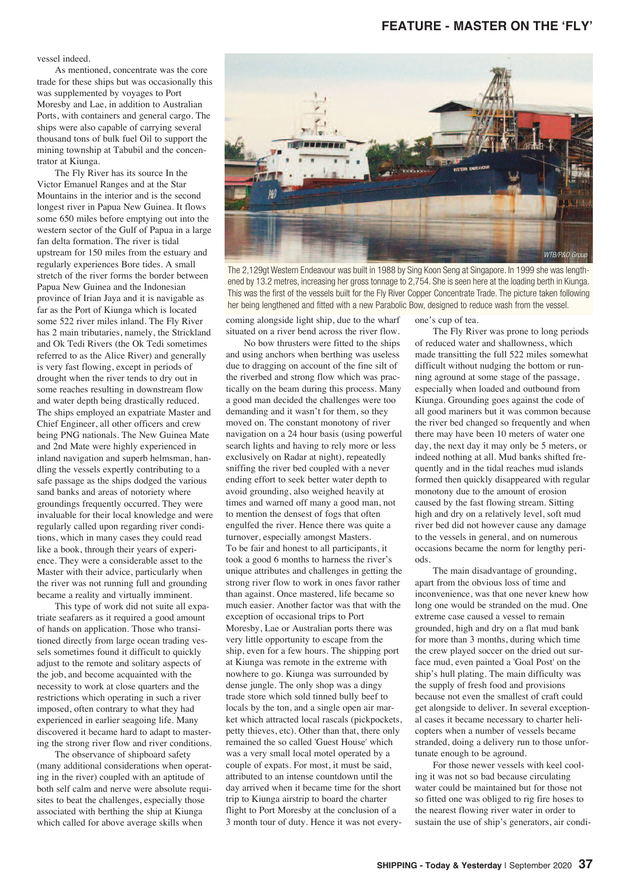vessel indeed.

As mentioned, concentrate was the core trade for these ships but was occasionally this was supplemented by voyages to Port Moresby and Lae, in addition to Australian Ports, with containers and general cargo. The ships were also capable of carrying several thousand tons of bulk fuel Oil to support the mining township at Tabubil and the concentrator at Kiunga.

The Fly River has its source In the Victor Emanuel Ranges and at the Star Mountains in the interior and is the second longest river in Papua New Guinea. It flows some 650 miles before emptying out into the western sector of the Gulf of Papua in a large fan delta formation. The river is tidal upstream for 150 miles from the estuary and regularly experiences Bore tides. A small stretch of the river forms the border between Papua New Guinea and the Indonesian province of Irian Jaya and it is navigable as far as the Port of Kiunga which is located some 522 river miles inland. The Fly River has 2 main tributaries, namely, the Strickland and Ok Tedi Rivers (the Ok Tedi sometimes referred to as the Alice River) and generally is very fast flowing, except in periods of drought when the river tends to dry out in some reaches resulting in downstream flow and water depth being drastically reduced. The ships employed an expatriate Master and Chief Engineer, all other officers and crew being PNG nationals. The New Guinea Mate and 2nd Mate were highly experienced in inland navigation and superb helmsman, handling the vessels expertly contributing to a safe passage as the ships dodged the various sand banks and areas of notoriety where groundings frequently occurred. They were invaluable for their local knowledge and were regularly called upon regarding river conditions, which in many cases they could read like a book, through their years of experience. They were a considerable asset to the Master with their advice, particularly when the river was not running full and grounding became a reality and virtually imminent.

This type of work did not suit all expatriate seafarers as it required a good amount of hands on application. Those who transitioned directly from large ocean trading vessels sometimes found it difficult to quickly adjust to the remote and solitary aspects of the job, and become acquainted with the necessity to work at close quarters and the restrictions which operating in such a river imposed, often contrary to what they had experienced in earlier seagoing life. Many discovered it became hard to adapt to mastering the strong river flow and river conditions.

The observance of shipboard safety (many additional considerations when operating in the river) coupled with an aptitude of both self calm and nerve were absolute requisites to beat the challenges, especially those associated with berthing the ship at Kiunga which called for above average skills when coming alongside light ship, due to the wharf situated on a river bend across the river flow.

The 2,129gt Western Endeavour was built in 1988 by Sing Koon Seng at Singapore. In 1999 she was lengthened by 13.2 metres, increasing her gross tonnage to 2,754. She is seen here at the loading berth in Kiunga. This was the first of the vessels built for the Fly River Copper Concentrate Trade. The picture taken following her being lengthened and fitted with a new Parabolic Bow, designed to reduce wash from the vessel.

No bow thrusters were fitted to the ships and using anchors when berthing was useless due to dragging on account of the fine silt of the riverbed and strong flow which was practically on the beam during this process. Many a good man decided the challenges were too demanding and it wasn't for them, so they moved on. The constant monotony of river navigation on a 24 hour basis (using powerful search lights and having to rely more or less exclusively on Radar at night), repeatedly sniffing the river bed coupled with a never ending effort to seek better water depth to avoid grounding, also weighed heavily at times and warned off many a good man, not to mention the densest of fogs that often engulfed the river. Hence there was quite a turnover, especially amongst Masters. To be fair and honest to all participants, it took a good 6 months to harness the river's unique attributes and challenges in getting the strong river flow to work in ones favor rather than against. Once mastered, life became so much easier. Another factor was that with the exception of occasional trips to Port Moresby, Lae or Australian ports there was very little opportunity to escape from the ship, even for a few hours. The shipping port at Kiunga was remote in the extreme with nowhere to go. Kiunga was surrounded by dense jungle. The only shop was a dingy trade store which sold tinned bully beef to locals by the ton, and a single open air market which attracted local rascals (pickpockets, petty thieves, etc). Other than that, there only remained the so called 'Guest House' which was a very small local motel operated by a couple of expats. For most, it must be said, attributed to an intense countdown until the day arrived when it became time for the short trip to Kiunga airstrip to board the charter flight to Port Moresby at the conclusion of a 3 month tour of duty. Hence it was not everyone's cup of tea.

The Fly River was prone to long periods of reduced water and shallowness, which made transitting the full 522 miles somewhat difficult without nudging the bottom or running aground at some stage of the passage, especially when loaded and outbound from Kiunga. Grounding goes against the code of all good mariners but it was common because the river bed changed so frequently and when there may have been 10 meters of water one day, the next day it may only be 5 meters, or indeed nothing at all. Mud banks shifted frequently and in the tidal reaches mud islands formed then quickly disappeared with regular monotony due to the amount of erosion caused by the fast flowing stream. Sitting high and dry on a relatively level, soft mud river bed did not however cause any damage to the vessels in general, and on numerous occasions became the norm for lengthy periods.

The main disadvantage of grounding, apart from the obvious loss of time and inconvenience, was that one never knew how long one would be stranded on the mud. One extreme case caused a vessel to remain grounded, high and dry on a flat mud bank for more than 3 months, during which time the crew played soccer on the dried out surface mud, even painted a 'Goal Post' on the ship's hull plating. The main difficulty was the supply of fresh food and provisions because not even the smallest of craft could get alongside to deliver. In several exceptional cases it became necessary to charter helicopters when a number of vessels became stranded, doing a delivery run to those unfortunate enough to be aground.

For those newer vessels with keel cooling it was not so bad because circulating water could be maintained but for those not so fitted one was obliged to rig fire hoses to the nearest flowing river water in order to sustain the use of ship's generators, air condi-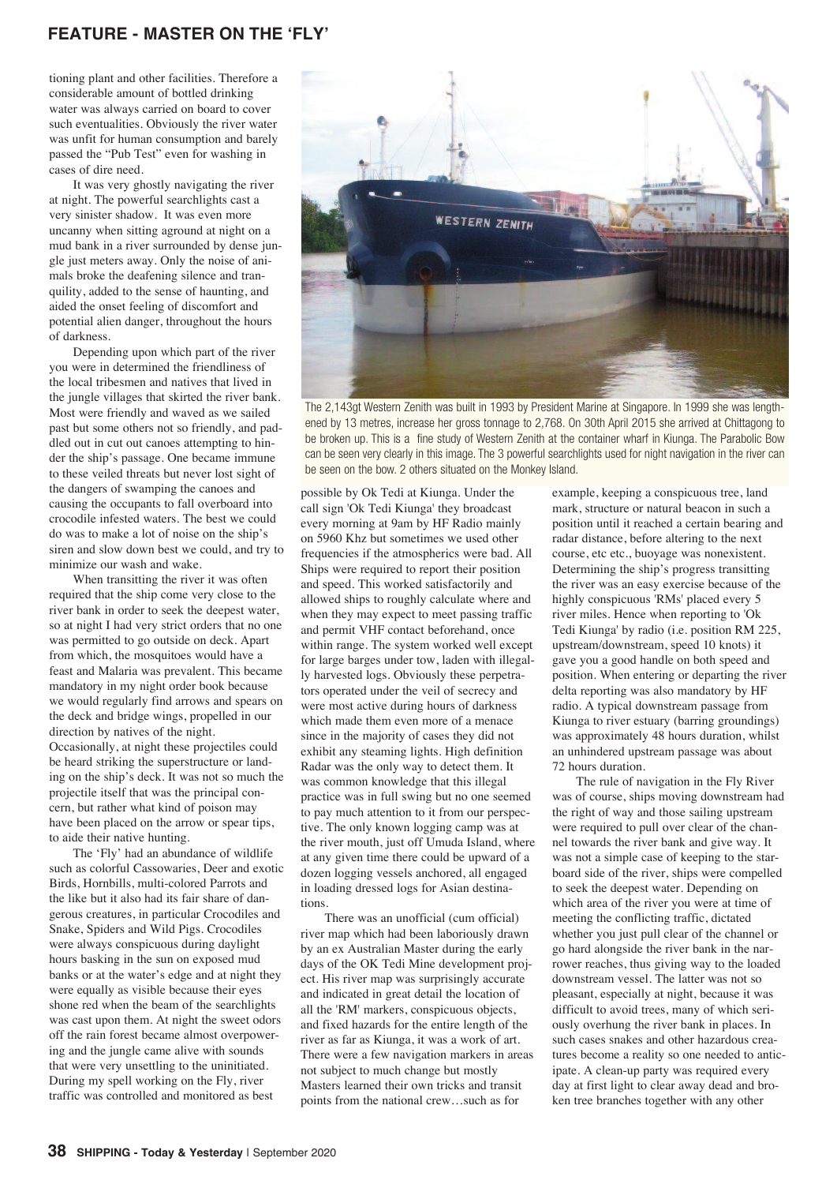tioning plant and other facilities. Therefore a considerable amount of bottled drinking water was always carried on board to cover such eventualities. Obviously the river water was unfit for human consumption and barely passed the "Pub Test" even for washing in cases of dire need.

It was very ghostly navigating the river at night. The powerful searchlights cast a very sinister shadow. It was even more uncanny when sitting aground at night on a mud bank in a river surrounded by dense jungle just meters away. Only the noise of animals broke the deafening silence and tranquility, added to the sense of haunting, and aided the onset feeling of discomfort and potential alien danger, throughout the hours of darkness.

Depending upon which part of the river you were in determined the friendliness of the local tribesmen and natives that lived in the jungle villages that skirted the river bank. Most were friendly and waved as we sailed past but some others not so friendly, and paddled out in cut out canoes attempting to hinder the ship's passage. One became immune to these veiled threats but never lost sight of the dangers of swamping the canoes and causing the occupants to fall overboard into crocodile infested waters. The best we could do was to make a lot of noise on the ship's siren and slow down best we could, and try to minimize our wash and wake.

When transitting the river it was often required that the ship come very close to the river bank in order to seek the deepest water, so at night I had very strict orders that no one was permitted to go outside on deck. Apart from which, the mosquitoes would have a feast and Malaria was prevalent. This became mandatory in my night order book because we would regularly find arrows and spears on the deck and bridge wings, propelled in our direction by natives of the night. Occasionally, at night these projectiles could be heard striking the superstructure or landing on the ship's deck. It was not so much the projectile itself that was the principal concern, but rather what kind of poison may have been placed on the arrow or spear tips, to aide their native hunting.

The 'Fly' had an abundance of wildlife such as colorful Cassowaries, Deer and exotic Birds, Hornbills, multi-colored Parrots and the like but it also had its fair share of dangerous creatures, in particular Crocodiles and Snake, Spiders and Wild Pigs. Crocodiles were always conspicuous during daylight hours basking in the sun on exposed mud banks or at the water's edge and at night they were equally as visible because their eyes shone red when the beam of the searchlights was cast upon them. At night the sweet odors off the rain forest became almost overpowering and the jungle came alive with sounds that were very unsettling to the uninitiated. During my spell working on the Fly, river traffic was controlled and monitored as best possible by Ok Tedi at Kiunga. Under the call sign 'Ok Tedi Kiunga' they broadcast every morning at 9am by HF Radio mainly on 5960 Khz but sometimes we used other frequencies if the atmospherics were bad. All Ships were required to report their position and speed. This worked satisfactorily and allowed ships to roughly calculate where and when they may expect to meet passing traffic and permit VHF contact beforehand, once within range. The system worked well except for large barges under tow, laden with illegally harvested logs. Obviously these perpetrators operated under the veil of secrecy and were most active during hours of darkness which made them even more of a menace since in the majority of cases they did not exhibit any steaming lights. High definition Radar was the only way to detect them. It was common knowledge that this illegal practice was in full swing but no one seemed to pay much attention to it from our perspective. The only known logging camp was at the river mouth, just off Umuda Island, where at any given time there could be upward of a dozen logging vessels anchored, all engaged in loading dressed logs for Asian destinations.

The 2,143gt Western Zenith was built in 1993 by President Marine at Singapore. In 1999 she was lengthened by 13 metres, increase her gross tonnage to 2,768. On 30th April 2015 she arrived at Chittagong to be broken up. This is a fine study of Western Zenith at the container wharf in Kiunga. The Parabolic Bow can be seen very clearly in this image. The 3 powerful searchlights used for night navigation in the river can be seen on the bow. 2 others situated on the Monkey Island.

There was an unofficial (cum official) river map which had been laboriously drawn by an ex Australian Master during the early days of the OK Tedi Mine development project. His river map was surprisingly accurate and indicated in great detail the location of all the 'RM' markers, conspicuous objects, and fixed hazards for the entire length of the river as far as Kiunga, it was a work of art. There were a few navigation markers in areas not subject to much change but mostly Masters learned their own tricks and transit points from the national crew…such as for example, keeping a conspicuous tree, land mark, structure or natural beacon in such a position until it reached a certain bearing and radar distance, before altering to the next course, etc etc., buoyage was nonexistent. Determining the ship's progress transitting the river was an easy exercise because of the highly conspicuous 'RMs' placed every 5 river miles. Hence when reporting to 'Ok Tedi Kiunga' by radio (i.e. position RM 225, upstream/downstream, speed 10 knots) it gave you a good handle on both speed and position. When entering or departing the river delta reporting was also mandatory by HF radio. A typical downstream passage from Kiunga to river estuary (barring groundings) was approximately 48 hours duration, whilst an unhindered upstream passage was about 72 hours duration.

The rule of navigation in the Fly River was of course, ships moving downstream had the right of way and those sailing upstream were required to pull over clear of the channel towards the river bank and give way. It was not a simple case of keeping to the starboard side of the river, ships were compelled to seek the deepest water. Depending on which area of the river you were at time of meeting the conflicting traffic, dictated whether you just pull clear of the channel or go hard alongside the river bank in the narrower reaches, thus giving way to the loaded downstream vessel. The latter was not so pleasant, especially at night, because it was difficult to avoid trees, many of which seriously overhung the river bank in places. In such cases snakes and other hazardous creatures become a reality so one needed to anticipate. A clean-up party was required every day at first light to clear away dead and broken tree branches together with any other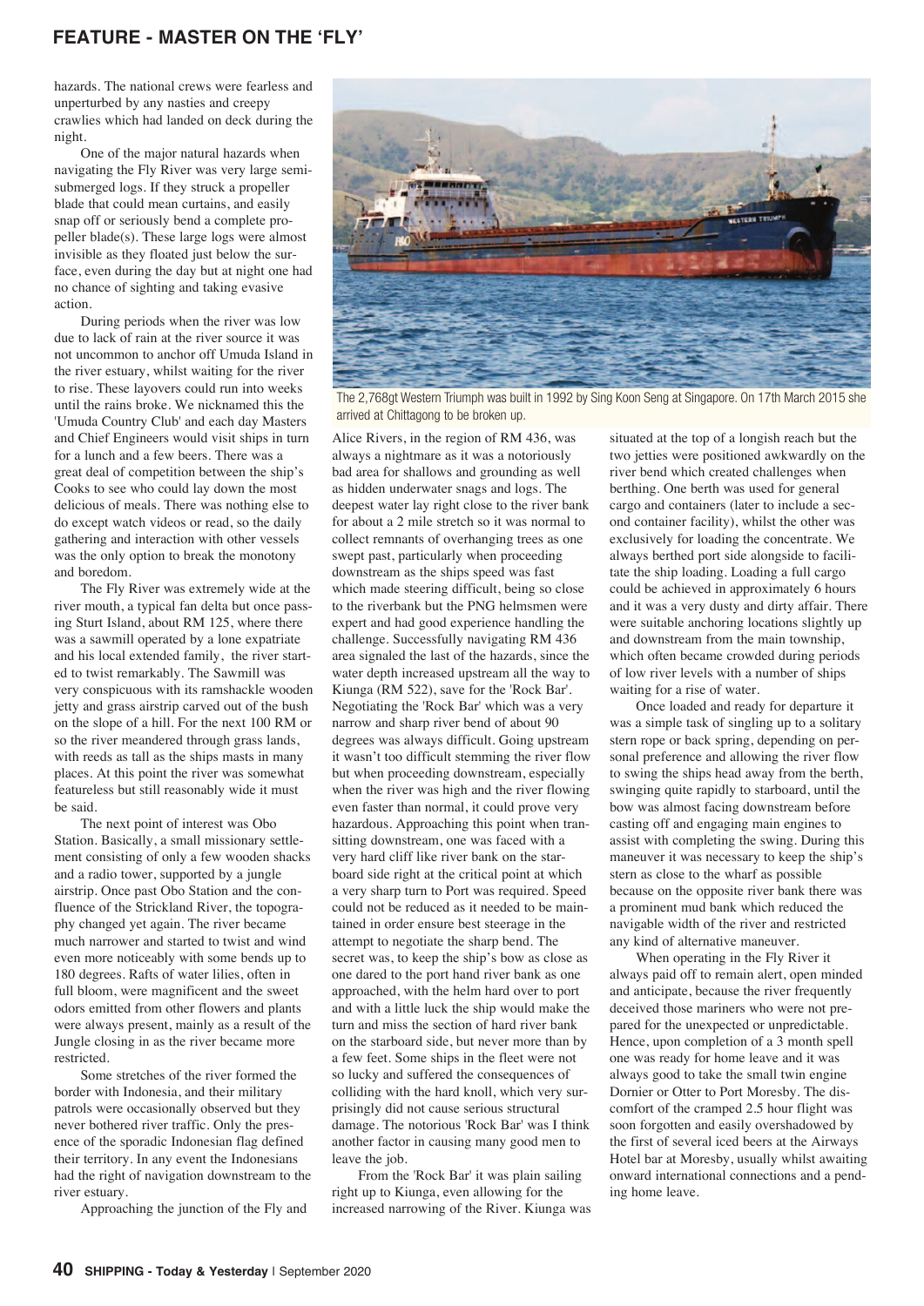hazards. The national crews were fearless and unperturbed by any nasties and creepy crawlies which had landed on deck during the night.

One of the major natural hazards when navigating the Fly River was very large semi-submerged logs. If they struck a propeller blade that could mean curtains, and easily snap off or seriously bend a complete propeller blade(s). These large logs were almost invisible as they floated just below the surface, even during the day but at night one had no chance of sighting and taking evasive action.

During periods when the river was low due to lack of rain at the river source it was not uncommon to anchor off Umuda Island in the river estuary, whilst waiting for the river to rise. These layovers could run into weeks until the rains broke. We nicknamed this the 'Umuda Country Club' and each day Masters and Chief Engineers would visit ships in turn for a lunch and a few beers. There was a great deal of competition between the ship's Cooks to see who could lay down the most delicious of meals. There was nothing else to do except watch videos or read, so the daily gathering and interaction with other vessels was the only option to break the monotony and boredom.

The Fly River was extremely wide at the river mouth, a typical fan delta but once passing Sturt Island, about RM 125, where there was a sawmill operated by a lone expatriate and his local extended family, the river started to twist remarkably. The Sawmill was very conspicuous with its ramshackle wooden jetty and grass airstrip carved out of the bush on the slope of a hill. For the next 100 RM or so the river meandered through grass lands, with reeds as tall as the ships masts in many places. At this point the river was somewhat featureless but still reasonably wide it must be said.

The next point of interest was Obo Station. Basically, a small missionary settlement consisting of only a few wooden shacks and a radio tower, supported by a jungle airstrip. Once past Obo Station and the confluence of the Strickland River, the topography changed yet again. The river became much narrower and started to twist and wind even more noticeably with some bends up to 180 degrees. Rafts of water lilies, often in full bloom, were magnificent and the sweet odors emitted from other flowers and plants were always present, mainly as a result of the Jungle closing in as the river became more restricted.

Some stretches of the river formed the border with Indonesia, and their military patrols were occasionally observed but they never bothered river traffic. Only the presence of the sporadic Indonesian flag defined their territory. In any event the Indonesians had the right of navigation downstream to the river estuary.

Approaching the junction of the Fly and Alice Rivers, in the region of RM 436, was always a nightmare as it was a notoriously bad area for shallows and grounding as well as hidden underwater snags and logs. The deepest water lay right close to the river bank for about a 2 mile stretch so it was normal to collect remnants of overhanging trees as one swept past, particularly when proceeding downstream as the ships speed was fast which made steering difficult, being so close to the riverbank but the PNG helmsmen were expert and had good experience handling the challenge. Successfully navigating RM 436 area signaled the last of the hazards, since the water depth increased upstream all the way to Kiunga (RM 522), save for the 'Rock Bar'. Negotiating the 'Rock Bar' which was a very narrow and sharp river bend of about 90 degrees was always difficult. Going upstream it wasn't too difficult stemming the river flow but when proceeding downstream, especially when the river was high and the river flowing even faster than normal, it could prove very hazardous. Approaching this point when transitting downstream, one was faced with a very hard cliff like river bank on the starboard side right at the critical point at which a very sharp turn to Port was required. Speed could not be reduced as it needed to be maintained in order ensure best steerage in the attempt to negotiate the sharp bend. The secret was, to keep the ship's bow as close as one dared to the port hand river bank as one approached, with the helm hard over to port and with a little luck the ship would make the turn and miss the section of hard river bank on the starboard side, but never more than by a few feet. Some ships in the fleet were not so lucky and suffered the consequences of colliding with the hard knoll, which very surprisingly did not cause serious structural damage. The notorious 'Rock Bar' was I think another factor in causing many good men to leave the job.

From the 'Rock Bar' it was plain sailing right up to Kiunga, even allowing for the increased narrowing of the River. Kiunga was situated at the top of a longish reach but the two jetties were positioned awkwardly on the river bend which created challenges when berthing. One berth was used for general cargo and containers (later to include a second container facility), whilst the other was exclusively for loading the concentrate. We always berthed port side alongside to facilitate the ship loading. Loading a full cargo could be achieved in approximately 6 hours and it was a very dusty and dirty affair. There were suitable anchoring locations slightly up and downstream from the main township, which often became crowded during periods of low river levels with a number of ships waiting for a rise of water.

Once loaded and ready for departure it was a simple task of singling up to a solitary stern rope or back spring, depending on personal preference and allowing the river flow to swing the ships head away from the berth, swinging quite rapidly to starboard, until the bow was almost facing downstream before casting off and engaging main engines to assist with completing the swing. During this maneuver it was necessary to keep the ship's stern as close to the wharf as possible because on the opposite river bank there was a prominent mud bank which reduced the navigable width of the river and restricted any kind of alternative maneuver.

When operating in the Fly River it always paid off to remain alert, open minded and anticipate, because the river frequently deceived those mariners who were not prepared for the unexpected or unpredictable. Hence, upon completion of a 3 month spell one was ready for home leave and it was always good to take the small twin engine Dornier or Otter to Port Moresby. The discomfort of the cramped 2.5 hour flight was soon forgotten and easily overshadowed by the first of several iced beers at the Airways Hotel bar at Moresby, usually whilst awaiting onward international connections and a pending home leave.

The 2,768gt Western Triumph was built in 1992 by Sing Koon Seng at Singapore. On 17th March 2015 she arrived at Chittagong to be broken up.